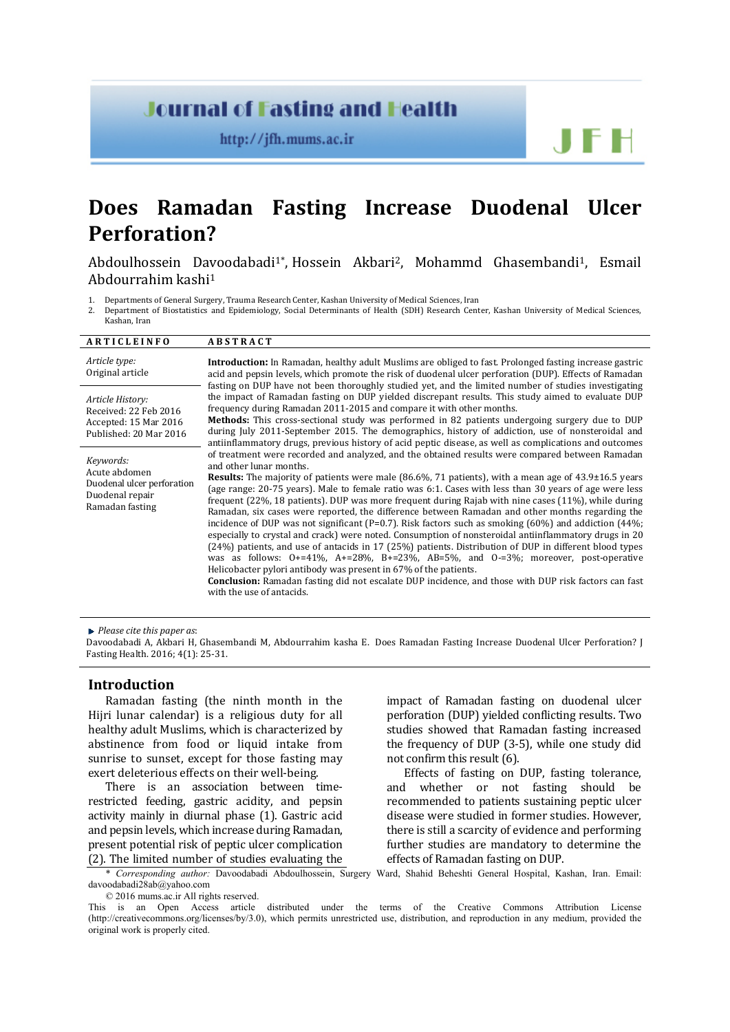# Does Ramadan Fasting Increase Duodenal Ulcer Perforation?

Abdoulhossein Davoodabadi[1*], Hossein Akbari[2], Mohammd Ghasembandi[1], Esmail Abdourrahim kashi[1]

1. Departments of General Surgery, Trauma Research Center, Kashan University of Medical Sciences, Iran
2. Department of Biostatistics and Epidemiology, Social Determinants of Health (SDH) Research Center, Kashan University of Medical Sciences, Kashan, Iran

**ARTICLE INFO**

*Article type:*
Original article

*Article History:*
Received: 22 Feb 2016
Accepted: 15 Mar 2016
Published: 20 Mar 2016

*Keywords:*
Acute abdomen
Duodenal ulcer perforation
Duodenal repair
Ramadan fasting

**ABSTRACT**

**Introduction:** In Ramadan, healthy adult Muslims are obliged to fast. Prolonged fasting increase gastric acid and pepsin levels, which promote the risk of duodenal ulcer perforation (DUP). Effects of Ramadan fasting on DUP have not been thoroughly studied yet, and the limited number of studies investigating the impact of Ramadan fasting on DUP yielded discrepant results. This study aimed to evaluate DUP frequency during Ramadan 2011-2015 and compare it with other months.

**Methods:** This cross-sectional study was performed in 82 patients undergoing surgery due to DUP during July 2011-September 2015. The demographics, history of addiction, use of nonsteroidal and antiinflammatory drugs, previous history of acid peptic disease, as well as complications and outcomes of treatment were recorded and analyzed, and the obtained results were compared between Ramadan and other lunar months.

**Results:** The majority of patients were male (86.6%, 71 patients), with a mean age of 43.9±16.5 years (age range: 20-75 years). Male to female ratio was 6:1. Cases with less than 30 years of age were less frequent (22%, 18 patients). DUP was more frequent during Rajab with nine cases (11%), while during Ramadan, six cases were reported, the difference between Ramadan and other months regarding the incidence of DUP was not significant (P=0.7). Risk factors such as smoking (60%) and addiction (44%; especially to crystal and crack) were noted. Consumption of nonsteroidal antiinflammatory drugs in 20 (24%) patients, and use of antacids in 17 (25%) patients. Distribution of DUP in different blood types was as follows: O+=41%, A+=28%, B+=23%, AB=5%, and O-=3%; moreover, post-operative Helicobacter pylori antibody was present in 67% of the patients.

**Conclusion:** Ramadan fasting did not escalate DUP incidence, and those with DUP risk factors can fast with the use of antacids.

*Please cite this paper as*:
Davoodabadi A, Akbari H, Ghasembandi M, Abdourrahim kasha E. Does Ramadan Fasting Increase Duodenal Ulcer Perforation? J Fasting Health. 2016; 4(1): 25-31.

## Introduction

Ramadan fasting (the ninth month in the Hijri lunar calendar) is a religious duty for all healthy adult Muslims, which is characterized by abstinence from food or liquid intake from sunrise to sunset, except for those fasting may exert deleterious effects on their well-being.

There is an association between time-restricted feeding, gastric acidity, and pepsin activity mainly in diurnal phase (1). Gastric acid and pepsin levels, which increase during Ramadan, present potential risk of peptic ulcer complication (2). The limited number of studies evaluating the impact of Ramadan fasting on duodenal ulcer perforation (DUP) yielded conflicting results. Two studies showed that Ramadan fasting increased the frequency of DUP (3-5), while one study did not confirm this result (6).

Effects of fasting on DUP, fasting tolerance, and whether or not fasting should be recommended to patients sustaining peptic ulcer disease were studied in former studies. However, there is still a scarcity of evidence and performing further studies are mandatory to determine the effects of Ramadan fasting on DUP.

\* *Corresponding author:* Davoodabadi Abdoulhossein, Surgery Ward, Shahid Beheshti General Hospital, Kashan, Iran. Email: davoodabadi28ab@yahoo.com

© 2016 mums.ac.ir All rights reserved.

This is an Open Access article distributed under the terms of the Creative Commons Attribution License (http://creativecommons.org/licenses/by/3.0), which permits unrestricted use, distribution, and reproduction in any medium, provided the original work is properly cited.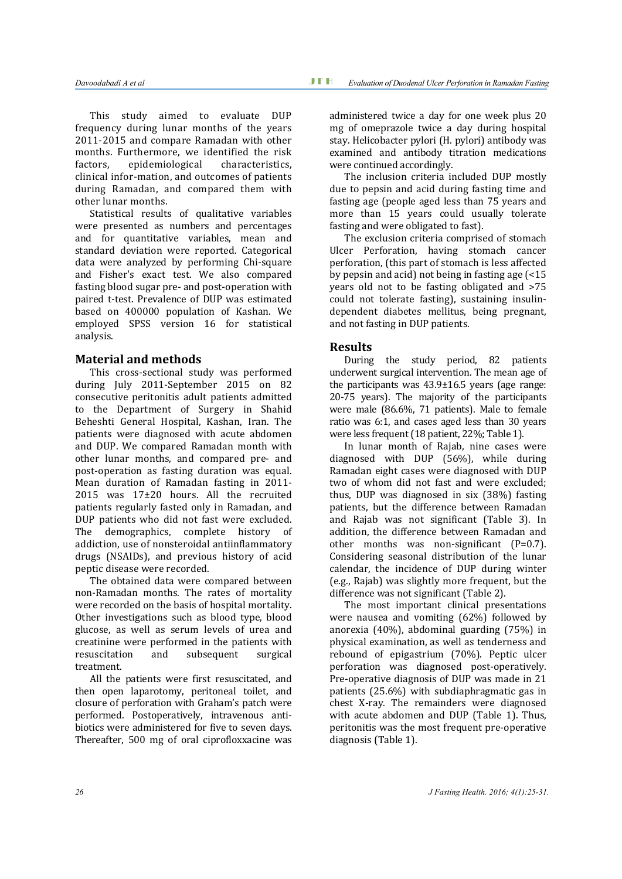This study aimed to evaluate DUP frequency during lunar months of the years 2011-2015 and compare Ramadan with other months. Furthermore, we identified the risk factors, epidemiological characteristics, clinical infor-mation, and outcomes of patients during Ramadan, and compared them with other lunar months.

Statistical results of qualitative variables were presented as numbers and percentages and for quantitative variables, mean and standard deviation were reported. Categorical data were analyzed by performing Chi-square and Fisher's exact test. We also compared fasting blood sugar pre- and post-operation with paired t-test. Prevalence of DUP was estimated based on 400000 population of Kashan. We employed SPSS version 16 for statistical analysis.

## Material and methods

This cross-sectional study was performed during July 2011-September 2015 on 82 consecutive peritonitis adult patients admitted to the Department of Surgery in Shahid Beheshti General Hospital, Kashan, Iran. The patients were diagnosed with acute abdomen and DUP. We compared Ramadan month with other lunar months, and compared pre- and post-operation as fasting duration was equal. Mean duration of Ramadan fasting in 2011-2015 was 17±20 hours. All the recruited patients regularly fasted only in Ramadan, and DUP patients who did not fast were excluded. The demographics, complete history of addiction, use of nonsteroidal antiinflammatory drugs (NSAIDs), and previous history of acid peptic disease were recorded.

The obtained data were compared between non-Ramadan months. The rates of mortality were recorded on the basis of hospital mortality. Other investigations such as blood type, blood glucose, as well as serum levels of urea and creatinine were performed in the patients with resuscitation and subsequent surgical treatment.

All the patients were first resuscitated, and then open laparotomy, peritoneal toilet, and closure of perforation with Graham's patch were performed. Postoperatively, intravenous antibiotics were administered for five to seven days. Thereafter, 500 mg of oral ciprofloxxacine was administered twice a day for one week plus 20 mg of omeprazole twice a day during hospital stay. Helicobacter pylori (H. pylori) antibody was examined and antibody titration medications were continued accordingly.

The inclusion criteria included DUP mostly due to pepsin and acid during fasting time and fasting age (people aged less than 75 years and more than 15 years could usually tolerate fasting and were obligated to fast).

The exclusion criteria comprised of stomach Ulcer Perforation, having stomach cancer perforation, (this part of stomach is less affected by pepsin and acid) not being in fasting age (<15 years old not to be fasting obligated and >75 could not tolerate fasting), sustaining insulin-dependent diabetes mellitus, being pregnant, and not fasting in DUP patients.

## Results

During the study period, 82 patients underwent surgical intervention. The mean age of the participants was 43.9±16.5 years (age range: 20-75 years). The majority of the participants were male (86.6%, 71 patients). Male to female ratio was 6:1, and cases aged less than 30 years were less frequent (18 patient, 22%; Table 1).

In lunar month of Rajab, nine cases were diagnosed with DUP (56%), while during Ramadan eight cases were diagnosed with DUP two of whom did not fast and were excluded; thus, DUP was diagnosed in six (38%) fasting patients, but the difference between Ramadan and Rajab was not significant (Table 3). In addition, the difference between Ramadan and other months was non-significant (P=0.7). Considering seasonal distribution of the lunar calendar, the incidence of DUP during winter (e.g., Rajab) was slightly more frequent, but the difference was not significant (Table 2).

The most important clinical presentations were nausea and vomiting (62%) followed by anorexia (40%), abdominal guarding (75%) in physical examination, as well as tenderness and rebound of epigastrium (70%). Peptic ulcer perforation was diagnosed post-operatively. Pre-operative diagnosis of DUP was made in 21 patients (25.6%) with subdiaphragmatic gas in chest X-ray. The remainders were diagnosed with acute abdomen and DUP (Table 1). Thus, peritonitis was the most frequent pre-operative diagnosis (Table 1).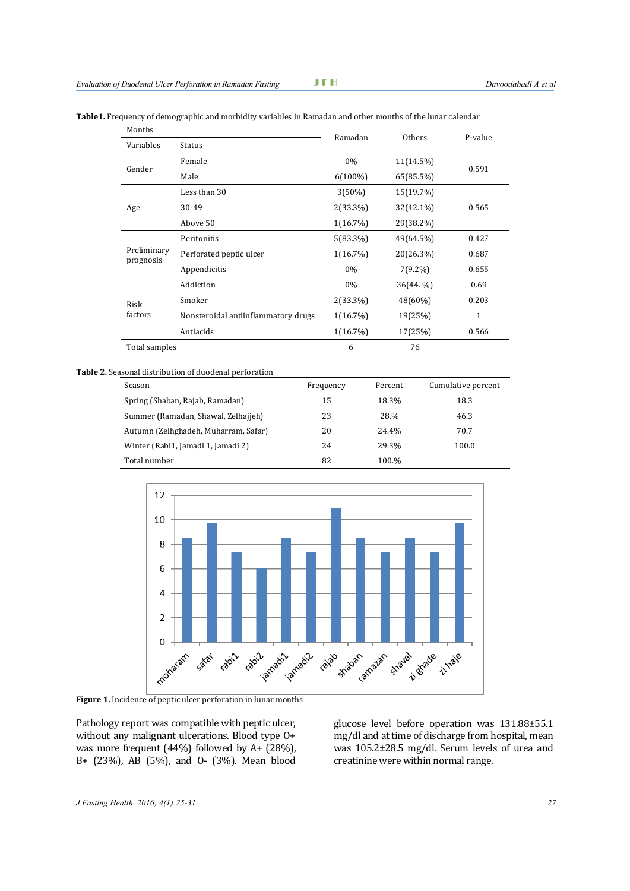**Table1.** Frequency of demographic and morbidity variables in Ramadan and other months of the lunar calendar

| Variables (Months) | Status | Ramadan | Others | P-value |
|---|---|---|---|---|
| Gender | Female | 0% | 11(14.5%) | 0.591 |
| | Male | 6(100%) | 65(85.5%) | |
| Age | Less than 30 | 3(50%) | 15(19.7%) | 0.565 |
| | 30-49 | 2(33.3%) | 32(42.1%) | |
| | Above 50 | 1(16.7%) | 29(38.2%) | |
| Preliminary prognosis | Peritonitis | 5(83.3%) | 49(64.5%) | 0.427 |
| | Perforated peptic ulcer | 1(16.7%) | 20(26.3%) | 0.687 |
| | Appendicitis | 0% | 7(9.2%) | 0.655 |
| Risk factors | Addiction | 0% | 36(44. %) | 0.69 |
| | Smoker | 2(33.3%) | 48(60%) | 0.203 |
| | Nonsteroidal antiinflammatory drugs | 1(16.7%) | 19(25%) | 1 |
| | Antiacids | 1(16.7%) | 17(25%) | 0.566 |
| Total samples | | 6 | 76 | |

**Table 2.** Seasonal distribution of duodenal perforation

| Season | Frequency | Percent | Cumulative percent |
|---|---|---|---|
| Spring (Shaban, Rajab, Ramadan) | 15 | 18.3% | 18.3 |
| Summer (Ramadan, Shawal, Zelhajjeh) | 23 | 28.% | 46.3 |
| Autumn (Zelhghadeh, Muharram, Safar) | 20 | 24.4% | 70.7 |
| Winter (Rabi1, Jamadi 1, Jamadi 2) | 24 | 29.3% | 100.0 |
| Total number | 82 | 100.% | |

**Figure 1.** Incidence of peptic ulcer perforation in lunar months

Pathology report was compatible with peptic ulcer, without any malignant ulcerations. Blood type O+ was more frequent (44%) followed by A+ (28%), B+ (23%), AB (5%), and O- (3%). Mean blood glucose level before operation was 131.88±55.1 mg/dl and at time of discharge from hospital, mean was 105.2±28.5 mg/dl. Serum levels of urea and creatinine were within normal range.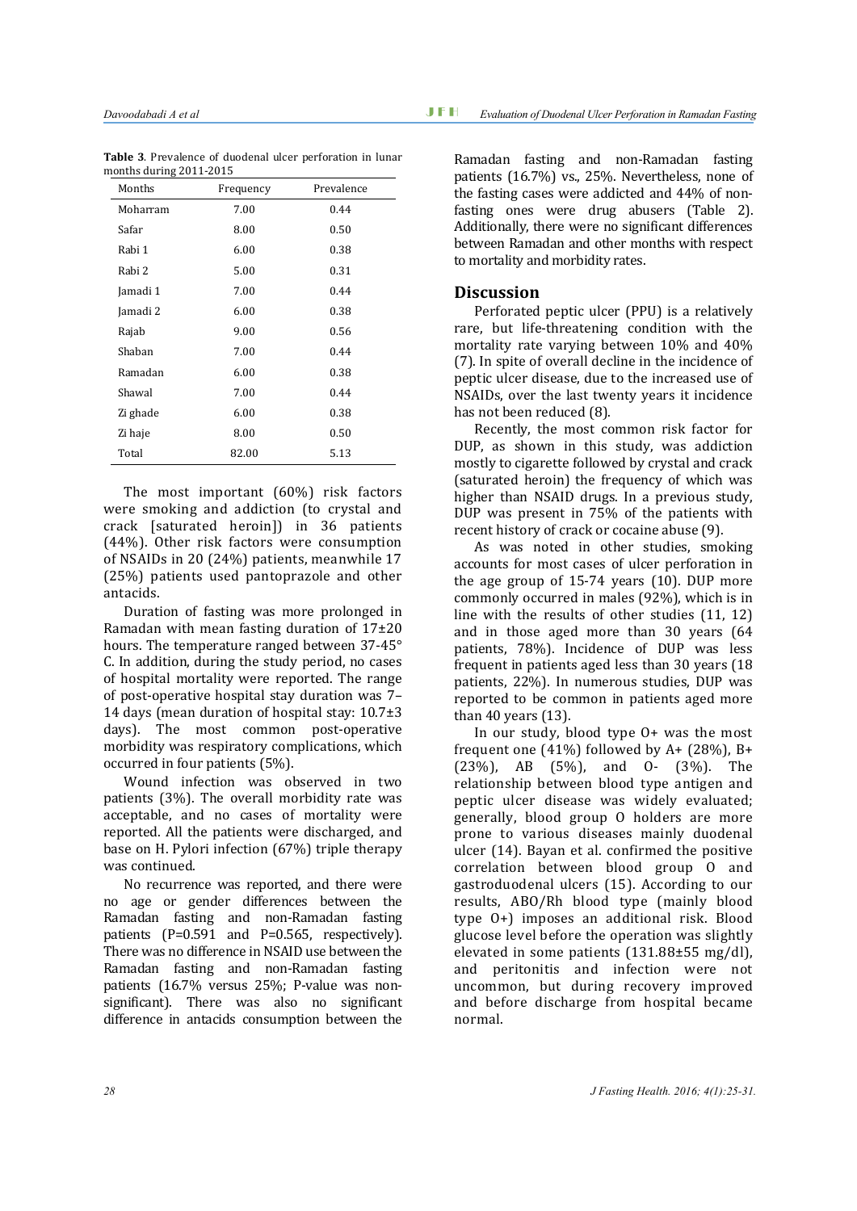**Table 3**. Prevalence of duodenal ulcer perforation in lunar months during 2011-2015

| Months | Frequency | Prevalence |
|---|---|---|
| Moharram | 7.00 | 0.44 |
| Safar | 8.00 | 0.50 |
| Rabi 1 | 6.00 | 0.38 |
| Rabi 2 | 5.00 | 0.31 |
| Jamadi 1 | 7.00 | 0.44 |
| Jamadi 2 | 6.00 | 0.38 |
| Rajab | 9.00 | 0.56 |
| Shaban | 7.00 | 0.44 |
| Ramadan | 6.00 | 0.38 |
| Shawal | 7.00 | 0.44 |
| Zi ghade | 6.00 | 0.38 |
| Zi haje | 8.00 | 0.50 |
| Total | 82.00 | 5.13 |

The most important (60%) risk factors were smoking and addiction (to crystal and crack [saturated heroin]) in 36 patients (44%). Other risk factors were consumption of NSAIDs in 20 (24%) patients, meanwhile 17 (25%) patients used pantoprazole and other antacids.

Duration of fasting was more prolonged in Ramadan with mean fasting duration of 17±20 hours. The temperature ranged between 37-45° C. In addition, during the study period, no cases of hospital mortality were reported. The range of post-operative hospital stay duration was 7–14 days (mean duration of hospital stay: 10.7±3 days). The most common post-operative morbidity was respiratory complications, which occurred in four patients (5%).

Wound infection was observed in two patients (3%). The overall morbidity rate was acceptable, and no cases of mortality were reported. All the patients were discharged, and base on H. Pylori infection (67%) triple therapy was continued.

No recurrence was reported, and there were no age or gender differences between the Ramadan fasting and non-Ramadan fasting patients (P=0.591 and P=0.565, respectively). There was no difference in NSAID use between the Ramadan fasting and non-Ramadan fasting patients (16.7% versus 25%; P-value was non-significant). There was also no significant difference in antacids consumption between the Ramadan fasting and non-Ramadan fasting patients (16.7%) vs., 25%. Nevertheless, none of the fasting cases were addicted and 44% of non-fasting ones were drug abusers (Table 2). Additionally, there were no significant differences between Ramadan and other months with respect to mortality and morbidity rates.

## Discussion

Perforated peptic ulcer (PPU) is a relatively rare, but life-threatening condition with the mortality rate varying between 10% and 40% (7). In spite of overall decline in the incidence of peptic ulcer disease, due to the increased use of NSAIDs, over the last twenty years it incidence has not been reduced (8).

Recently, the most common risk factor for DUP, as shown in this study, was addiction mostly to cigarette followed by crystal and crack (saturated heroin) the frequency of which was higher than NSAID drugs. In a previous study, DUP was present in 75% of the patients with recent history of crack or cocaine abuse (9).

As was noted in other studies, smoking accounts for most cases of ulcer perforation in the age group of 15-74 years (10). DUP more commonly occurred in males (92%), which is in line with the results of other studies (11, 12) and in those aged more than 30 years (64 patients, 78%). Incidence of DUP was less frequent in patients aged less than 30 years (18 patients, 22%). In numerous studies, DUP was reported to be common in patients aged more than 40 years (13).

In our study, blood type O+ was the most frequent one (41%) followed by A+ (28%), B+ (23%), AB (5%), and O- (3%). The relationship between blood type antigen and peptic ulcer disease was widely evaluated; generally, blood group O holders are more prone to various diseases mainly duodenal ulcer (14). Bayan et al. confirmed the positive correlation between blood group O and gastroduodenal ulcers (15). According to our results, ABO/Rh blood type (mainly blood type O+) imposes an additional risk. Blood glucose level before the operation was slightly elevated in some patients (131.88±55 mg/dl), and peritonitis and infection were not uncommon, but during recovery improved and before discharge from hospital became normal.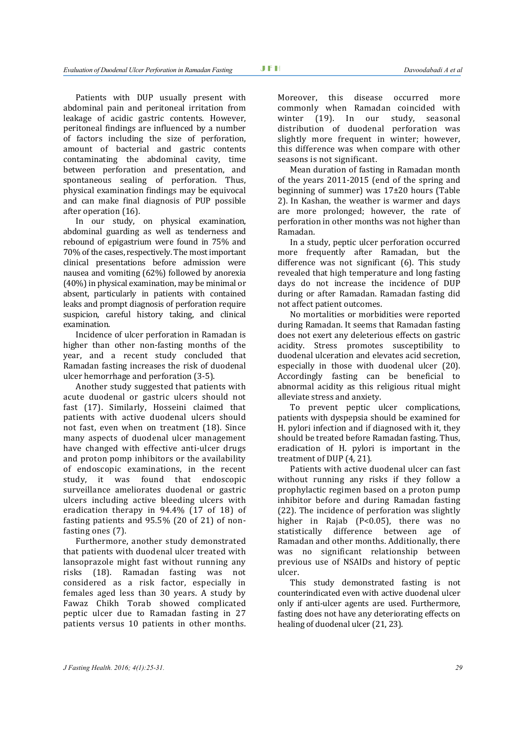Patients with DUP usually present with abdominal pain and peritoneal irritation from leakage of acidic gastric contents. However, peritoneal findings are influenced by a number of factors including the size of perforation, amount of bacterial and gastric contents contaminating the abdominal cavity, time between perforation and presentation, and spontaneous sealing of perforation. Thus, physical examination findings may be equivocal and can make final diagnosis of PUP possible after operation (16).

In our study, on physical examination, abdominal guarding as well as tenderness and rebound of epigastrium were found in 75% and 70% of the cases, respectively. The most important clinical presentations before admission were nausea and vomiting (62%) followed by anorexia (40%) in physical examination, may be minimal or absent, particularly in patients with contained leaks and prompt diagnosis of perforation require suspicion, careful history taking, and clinical examination.

Incidence of ulcer perforation in Ramadan is higher than other non-fasting months of the year, and a recent study concluded that Ramadan fasting increases the risk of duodenal ulcer hemorrhage and perforation (3-5).

Another study suggested that patients with acute duodenal or gastric ulcers should not fast (17). Similarly, Hosseini claimed that patients with active duodenal ulcers should not fast, even when on treatment (18). Since many aspects of duodenal ulcer management have changed with effective anti-ulcer drugs and proton pump inhibitors or the availability of endoscopic examinations, in the recent study, it was found that endoscopic surveillance ameliorates duodenal or gastric ulcers including active bleeding ulcers with eradication therapy in 94.4% (17 of 18) of fasting patients and 95.5% (20 of 21) of non-fasting ones (7).

Furthermore, another study demonstrated that patients with duodenal ulcer treated with lansoprazole might fast without running any risks (18). Ramadan fasting was not considered as a risk factor, especially in females aged less than 30 years. A study by Fawaz Chikh Torab showed complicated peptic ulcer due to Ramadan fasting in 27 patients versus 10 patients in other months. Moreover, this disease occurred more commonly when Ramadan coincided with winter (19). In our study, seasonal distribution of duodenal perforation was slightly more frequent in winter; however, this difference was when compare with other seasons is not significant.

Mean duration of fasting in Ramadan month of the years 2011-2015 (end of the spring and beginning of summer) was 17±20 hours (Table 2). In Kashan, the weather is warmer and days are more prolonged; however, the rate of perforation in other months was not higher than Ramadan.

In a study, peptic ulcer perforation occurred more frequently after Ramadan, but the difference was not significant (6). This study revealed that high temperature and long fasting days do not increase the incidence of DUP during or after Ramadan. Ramadan fasting did not affect patient outcomes.

No mortalities or morbidities were reported during Ramadan. It seems that Ramadan fasting does not exert any deleterious effects on gastric acidity. Stress promotes susceptibility to duodenal ulceration and elevates acid secretion, especially in those with duodenal ulcer (20). Accordingly fasting can be beneficial to abnormal acidity as this religious ritual might alleviate stress and anxiety.

To prevent peptic ulcer complications, patients with dyspepsia should be examined for H. pylori infection and if diagnosed with it, they should be treated before Ramadan fasting. Thus, eradication of H. pylori is important in the treatment of DUP (4, 21).

Patients with active duodenal ulcer can fast without running any risks if they follow a prophylactic regimen based on a proton pump inhibitor before and during Ramadan fasting (22). The incidence of perforation was slightly higher in Rajab ($P<0.05$), there was no statistically difference between age of Ramadan and other months. Additionally, there was no significant relationship between previous use of NSAIDs and history of peptic ulcer.

This study demonstrated fasting is not counterindicated even with active duodenal ulcer only if anti-ulcer agents are used. Furthermore, fasting does not have any deteriorating effects on healing of duodenal ulcer (21, 23).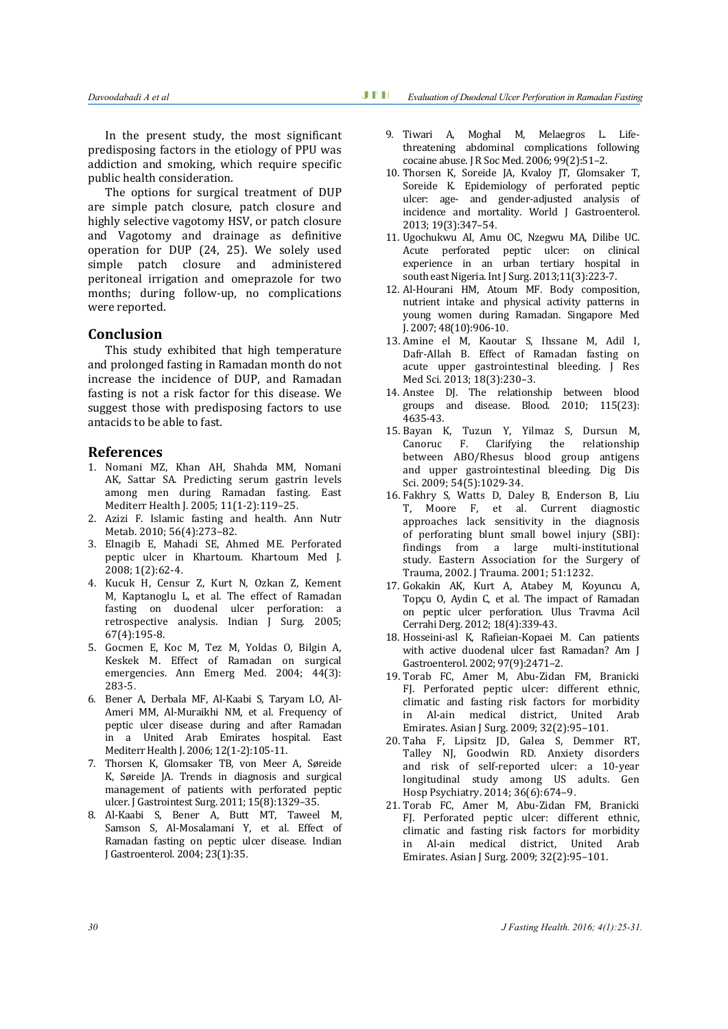In the present study, the most significant predisposing factors in the etiology of PPU was addiction and smoking, which require specific public health consideration.

The options for surgical treatment of DUP are simple patch closure, patch closure and highly selective vagotomy HSV, or patch closure and Vagotomy and drainage as definitive operation for DUP (24, 25). We solely used simple patch closure and administered peritoneal irrigation and omeprazole for two months; during follow-up, no complications were reported.

## Conclusion

This study exhibited that high temperature and prolonged fasting in Ramadan month do not increase the incidence of DUP, and Ramadan fasting is not a risk factor for this disease. We suggest those with predisposing factors to use antacids to be able to fast.

## References

1. Nomani MZ, Khan AH, Shahda MM, Nomani AK, Sattar SA. Predicting serum gastrin levels among men during Ramadan fasting. East Mediterr Health J. 2005; 11(1-2):119–25.
2. Azizi F. Islamic fasting and health. Ann Nutr Metab. 2010; 56(4):273–82.
3. Elnagib E, Mahadi SE, Ahmed ME. Perforated peptic ulcer in Khartoum. Khartoum Med J. 2008; 1(2):62-4.
4. Kucuk H, Censur Z, Kurt N, Ozkan Z, Kement M, Kaptanoglu L, et al. The effect of Ramadan fasting on duodenal ulcer perforation: a retrospective analysis. Indian J Surg. 2005; 67(4):195-8.
5. Gocmen E, Koc M, Tez M, Yoldas O, Bilgin A, Keskek M. Effect of Ramadan on surgical emergencies. Ann Emerg Med. 2004; 44(3): 283-5.
6. Bener A, Derbala MF, Al-Kaabi S, Taryam LO, Al-Ameri MM, Al-Muraikhi NM, et al. Frequency of peptic ulcer disease during and after Ramadan in a United Arab Emirates hospital. East Mediterr Health J. 2006; 12(1-2):105-11.
7. Thorsen K, Glomsaker TB, von Meer A, Søreide K, Søreide JA. Trends in diagnosis and surgical management of patients with perforated peptic ulcer. J Gastrointest Surg. 2011; 15(8):1329–35.
8. Al-Kaabi S, Bener A, Butt MT, Taweel M, Samson S, Al-Mosalamani Y, et al. Effect of Ramadan fasting on peptic ulcer disease. Indian J Gastroenterol. 2004; 23(1):35.
9. Tiwari A, Moghal M, Melaegros L. Life-threatening abdominal complications following cocaine abuse. J R Soc Med. 2006; 99(2):51–2.
10. Thorsen K, Soreide JA, Kvaloy JT, Glomsaker T, Soreide K. Epidemiology of perforated peptic ulcer: age- and gender-adjusted analysis of incidence and mortality. World J Gastroenterol. 2013; 19(3):347–54.
11. Ugochukwu AI, Amu OC, Nzegwu MA, Dilibe UC. Acute perforated peptic ulcer: on clinical experience in an urban tertiary hospital in south east Nigeria. Int J Surg. 2013;11(3):223-7.
12. Al-Hourani HM, Atoum MF. Body composition, nutrient intake and physical activity patterns in young women during Ramadan. Singapore Med J. 2007; 48(10):906-10.
13. Amine el M, Kaoutar S, Ihssane M, Adil I, Dafr-Allah B. Effect of Ramadan fasting on acute upper gastrointestinal bleeding. J Res Med Sci. 2013; 18(3):230–3.
14. Anstee DJ. The relationship between blood groups and disease. Blood. 2010; 115(23): 4635-43.
15. Bayan K, Tuzun Y, Yilmaz S, Dursun M, Canoruc F. Clarifying the relationship between ABO/Rhesus blood group antigens and upper gastrointestinal bleeding. Dig Dis Sci. 2009; 54(5):1029-34.
16. Fakhry S, Watts D, Daley B, Enderson B, Liu T, Moore F, et al. Current diagnostic approaches lack sensitivity in the diagnosis of perforating blunt small bowel injury (SBI): findings from a large multi-institutional study. Eastern Association for the Surgery of Trauma, 2002. J Trauma. 2001; 51:1232.
17. Gokakin AK, Kurt A, Atabey M, Koyuncu A, Topçu O, Aydin C, et al. The impact of Ramadan on peptic ulcer perforation. Ulus Travma Acil Cerrahi Derg. 2012; 18(4):339-43.
18. Hosseini-asl K, Rafieian-Kopaei M. Can patients with active duodenal ulcer fast Ramadan? Am J Gastroenterol. 2002; 97(9):2471–2.
19. Torab FC, Amer M, Abu-Zidan FM, Branicki FJ. Perforated peptic ulcer: different ethnic, climatic and fasting risk factors for morbidity in Al-ain medical district, United Arab Emirates. Asian J Surg. 2009; 32(2):95–101.
20. Taha F, Lipsitz JD, Galea S, Demmer RT, Talley NJ, Goodwin RD. Anxiety disorders and risk of self-reported ulcer: a 10-year longitudinal study among US adults. Gen Hosp Psychiatry. 2014; 36(6):674–9.
21. Torab FC, Amer M, Abu-Zidan FM, Branicki FJ. Perforated peptic ulcer: different ethnic, climatic and fasting risk factors for morbidity in Al-ain medical district, United Arab Emirates. Asian J Surg. 2009; 32(2):95–101.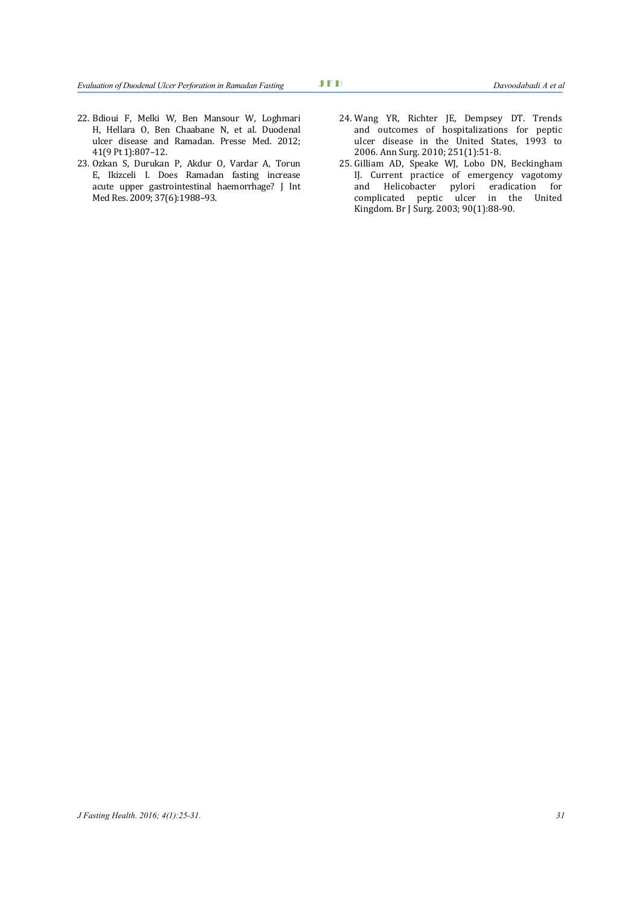22. Bdioui F, Melki W, Ben Mansour W, Loghmari H, Hellara O, Ben Chaabane N, et al. Duodenal ulcer disease and Ramadan. Presse Med. 2012; 41(9 Pt 1):807–12.
23. Ozkan S, Durukan P, Akdur O, Vardar A, Torun E, Ikizceli I. Does Ramadan fasting increase acute upper gastrointestinal haemorrhage? J Int Med Res. 2009; 37(6):1988–93.
24. Wang YR, Richter JE, Dempsey DT. Trends and outcomes of hospitalizations for peptic ulcer disease in the United States, 1993 to 2006. Ann Surg. 2010; 251(1):51-8.
25. Gilliam AD, Speake WJ, Lobo DN, Beckingham IJ. Current practice of emergency vagotomy and Helicobacter pylori eradication for complicated peptic ulcer in the United Kingdom. Br J Surg. 2003; 90(1):88-90.